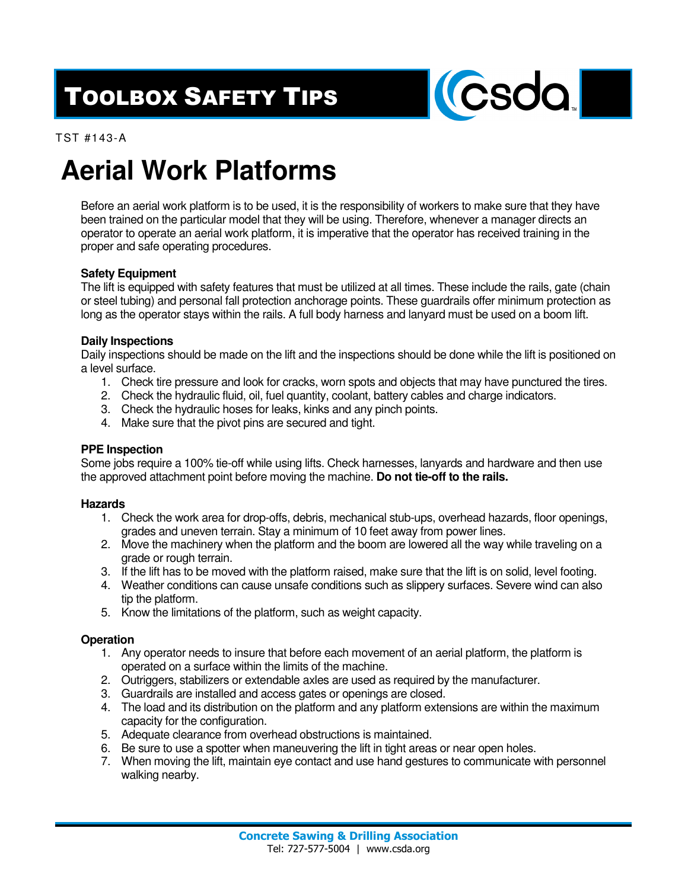# Toolbox Safety Tips

TST #143-A

# Aerial Work Platforms

Before an aerial work platform is to be used, it is the responsibility of workers to make sure that they have been trained on the particular model that they will be using. Therefore, whenever a manager directs an operator to operate an aerial work platform, it is imperative that the operator has received training in the proper and safe operating procedures.

**Safety Equipment**

The lift is equipped with safety features that must be utilized at all times. These include the rails, gate (chain or steel tubing) and personal fall protection anchorage points. These guardrails offer minimum protection as long as the operator stays within the rails. A full body harness and lanyard must be used on a boom lift.

**Daily Inspections**

Daily inspections should be made on the lift and the inspections should be done while the lift is positioned on a level surface.

1. Check tire pressure and look for cracks, worn spots and objects that may have punctured the tires.
2. Check the hydraulic fluid, oil, fuel quantity, coolant, battery cables and charge indicators.
3. Check the hydraulic hoses for leaks, kinks and any pinch points.
4. Make sure that the pivot pins are secured and tight.

**PPE Inspection**

Some jobs require a 100% tie-off while using lifts. Check harnesses, lanyards and hardware and then use the approved attachment point before moving the machine. **Do not tie-off to the rails.**

**Hazards**

1. Check the work area for drop-offs, debris, mechanical stub-ups, overhead hazards, floor openings, grades and uneven terrain. Stay a minimum of 10 feet away from power lines.
2. Move the machinery when the platform and the boom are lowered all the way while traveling on a grade or rough terrain.
3. If the lift has to be moved with the platform raised, make sure that the lift is on solid, level footing.
4. Weather conditions can cause unsafe conditions such as slippery surfaces. Severe wind can also tip the platform.
5. Know the limitations of the platform, such as weight capacity.

**Operation**

1. Any operator needs to insure that before each movement of an aerial platform, the platform is operated on a surface within the limits of the machine.
2. Outriggers, stabilizers or extendable axles are used as required by the manufacturer.
3. Guardrails are installed and access gates or openings are closed.
4. The load and its distribution on the platform and any platform extensions are within the maximum capacity for the configuration.
5. Adequate clearance from overhead obstructions is maintained.
6. Be sure to use a spotter when maneuvering the lift in tight areas or near open holes.
7. When moving the lift, maintain eye contact and use hand gestures to communicate with personnel walking nearby.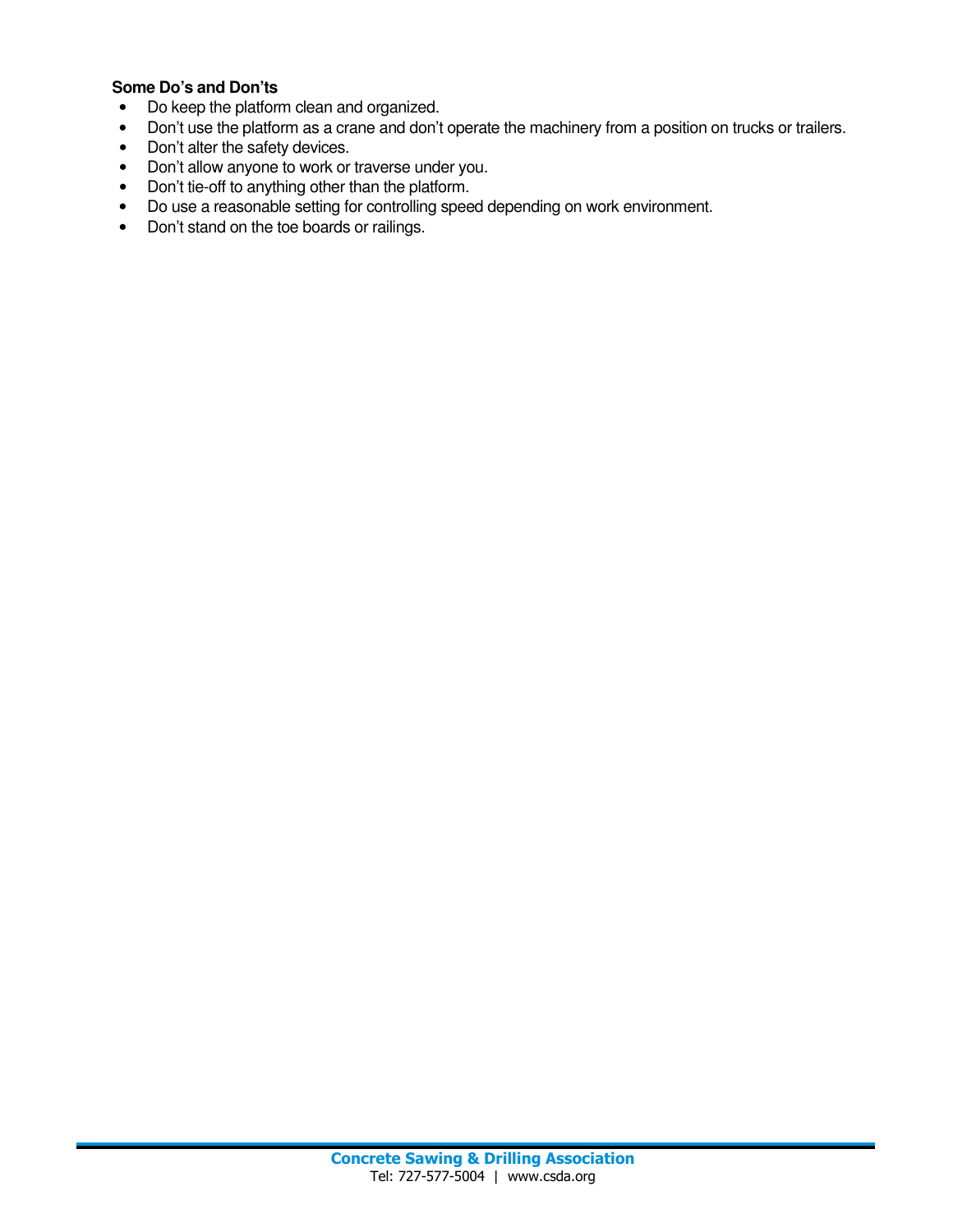**Some Do's and Don'ts**

- Do keep the platform clean and organized.
- Don't use the platform as a crane and don't operate the machinery from a position on trucks or trailers.
- Don't alter the safety devices.
- Don't allow anyone to work or traverse under you.
- Don't tie-off to anything other than the platform.
- Do use a reasonable setting for controlling speed depending on work environment.
- Don't stand on the toe boards or railings.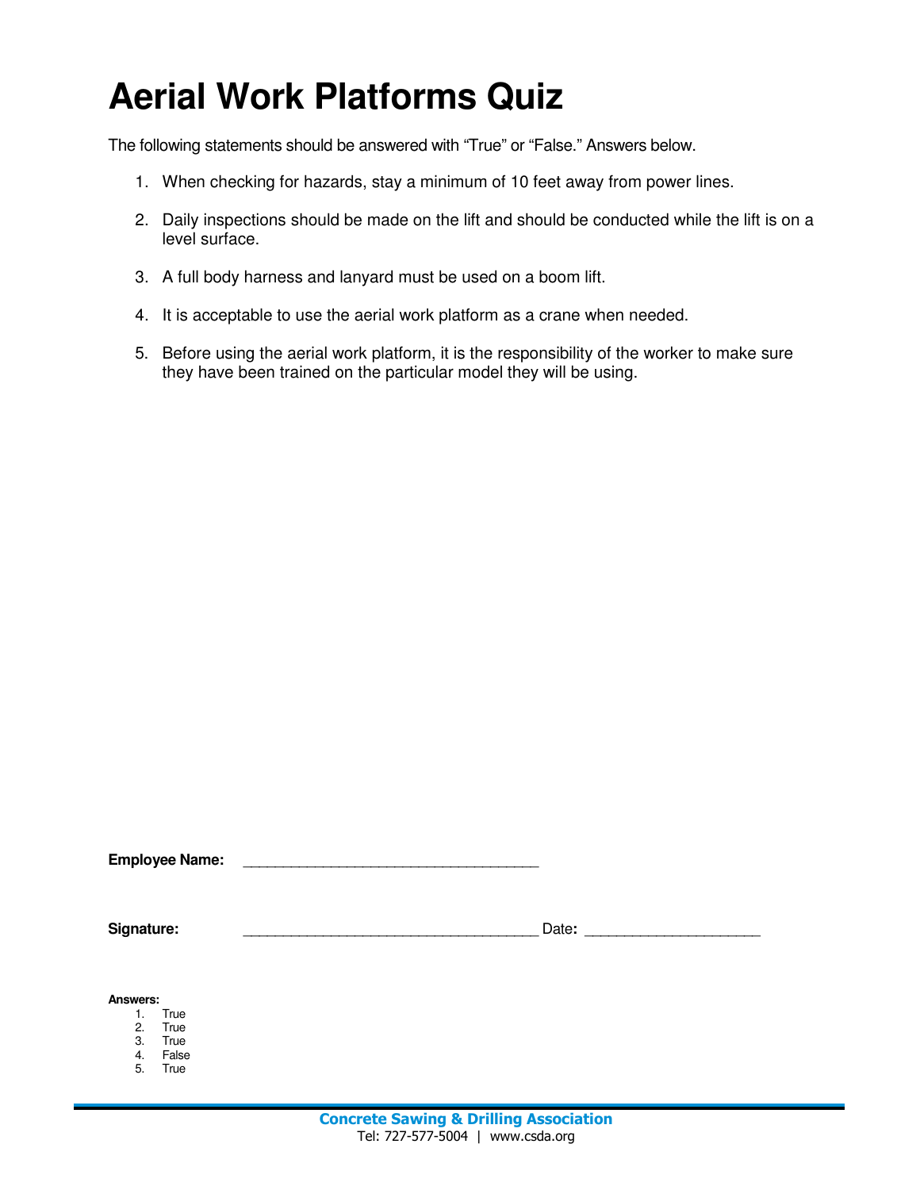# Aerial Work Platforms Quiz

The following statements should be answered with "True" or "False." Answers below.

1. When checking for hazards, stay a minimum of 10 feet away from power lines.
2. Daily inspections should be made on the lift and should be conducted while the lift is on a level surface.
3. A full body harness and lanyard must be used on a boom lift.
4. It is acceptable to use the aerial work platform as a crane when needed.
5. Before using the aerial work platform, it is the responsibility of the worker to make sure they have been trained on the particular model they will be using.

**Employee Name:** ___________________________________

**Signature:** ___________________________________ Date**:** ____________________

**Answers:**

1. True
2. True
3. True
4. False
5. True

**Concrete Sawing & Drilling Association**
Tel: 727-577-5004 | www.csda.org